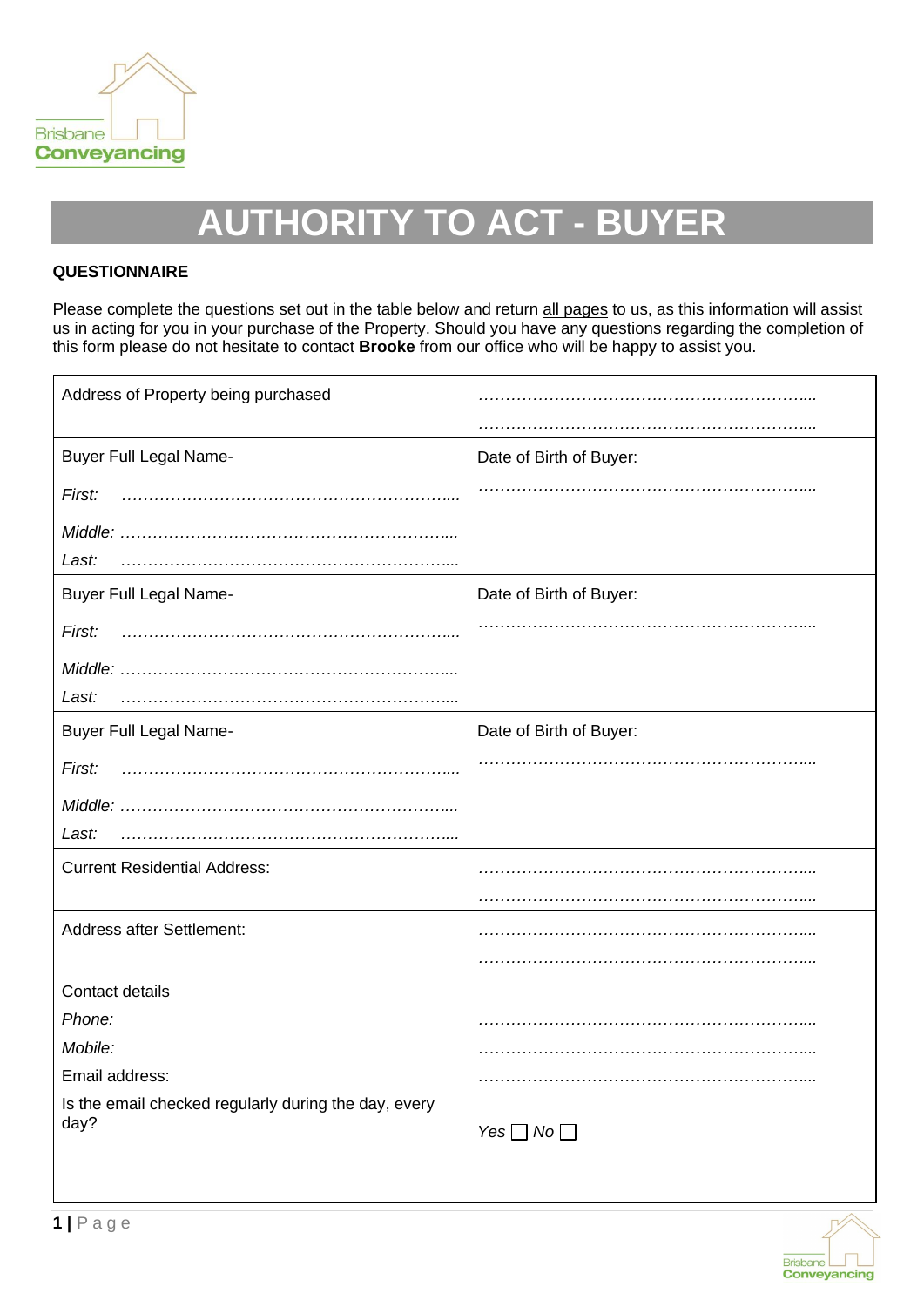Brisbane Conveyancing

# AUTHORITY TO ACT - BUYER

**QUESTIONNAIRE**

Please complete the questions set out in the table below and return all pages to us, as this information will assist us in acting for you in your purchase of the Property. Should you have any questions regarding the completion of this form please do not hesitate to contact **Brooke** from our office who will be happy to assist you.

| | |
|---|---|
| Address of Property being purchased | …………………………………………………….... …………………………………………………….... |
| Buyer Full Legal Name- *First:* …………………………………………………….... *Middle:* …………………………………………………….... *Last:* …………………………………………………….... | Date of Birth of Buyer: …………………………………………………….... |
| Buyer Full Legal Name- *First:* …………………………………………………….... *Middle:* …………………………………………………….... *Last:* …………………………………………………….... | Date of Birth of Buyer: …………………………………………………….... |
| Buyer Full Legal Name- *First:* …………………………………………………….... *Middle:* …………………………………………………….... *Last:* …………………………………………………….... | Date of Birth of Buyer: …………………………………………………….... |
| Current Residential Address: | …………………………………………………….... …………………………………………………….... |
| Address after Settlement: | …………………………………………………….... …………………………………………………….... |
| Contact details *Phone:* *Mobile:* Email address: Is the email checked regularly during the day, every day? | …………………………………………………….... …………………………………………………….... …………………………………………………….... *Yes* ☐ *No* ☐ |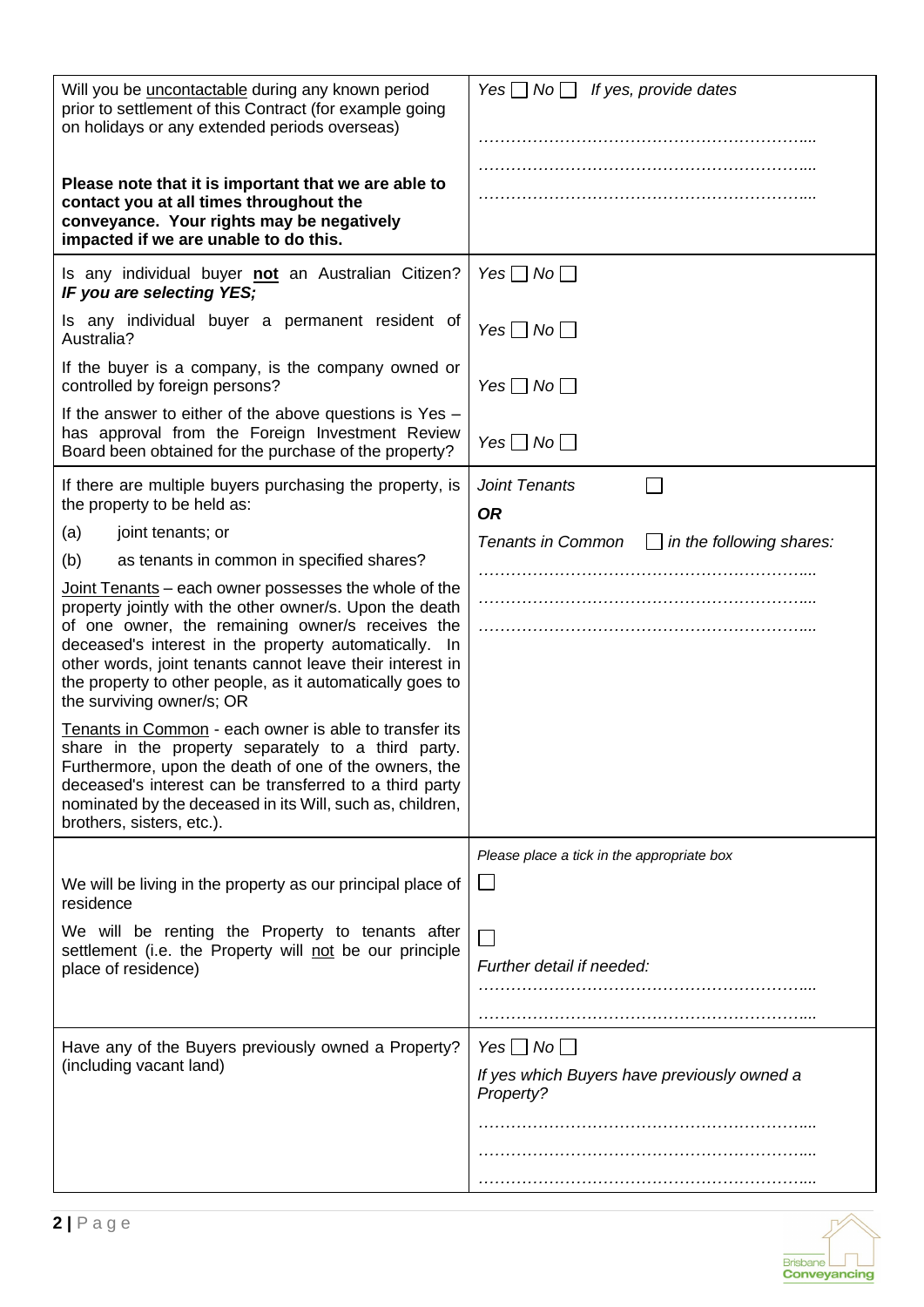| | |
|---|---|
| Will you be <u>uncontactable</u> during any known period prior to settlement of this Contract (for example going on holidays or any extended periods overseas)<br><br>**Please note that it is important that we are able to contact you at all times throughout the conveyance. Your rights may be negatively impacted if we are unable to do this.** | *Yes* ☐ *No* ☐ *If yes, provide dates*<br><br>……………………………………………………....<br>……………………………………………………....<br>…………………………………………………….... |
| Is any individual buyer **<u>not</u>** an Australian Citizen? ***IF you are selecting YES;*** | *Yes* ☐ *No* ☐ |
| Is any individual buyer a permanent resident of Australia? | *Yes* ☐ *No* ☐ |
| If the buyer is a company, is the company owned or controlled by foreign persons? | *Yes* ☐ *No* ☐ |
| If the answer to either of the above questions is Yes – has approval from the Foreign Investment Review Board been obtained for the purchase of the property? | *Yes* ☐ *No* ☐ |
| If there are multiple buyers purchasing the property, is the property to be held as:<br>(a) joint tenants; or<br>(b) as tenants in common in specified shares?<br><br><u>Joint Tenants</u> – each owner possesses the whole of the property jointly with the other owner/s. Upon the death of one owner, the remaining owner/s receives the deceased's interest in the property automatically. In other words, joint tenants cannot leave their interest in the property to other people, as it automatically goes to the surviving owner/s; OR<br><br><u>Tenants in Common</u> - each owner is able to transfer its share in the property separately to a third party. Furthermore, upon the death of one of the owners, the deceased's interest can be transferred to a third party nominated by the deceased in its Will, such as, children, brothers, sisters, etc.). | *Joint Tenants* ☐<br>***OR***<br>*Tenants in Common* ☐ *in the following shares:*<br>……………………………………………………....<br>……………………………………………………....<br>…………………………………………………….... |
| | *Please place a tick in the appropriate box* |
| We will be living in the property as our principal place of residence | ☐ |
| We will be renting the Property to tenants after settlement (i.e. the Property will <u>not</u> be our principle place of residence) | ☐<br>*Further detail if needed:*<br>……………………………………………………....<br>…………………………………………………….... |
| Have any of the Buyers previously owned a Property? (including vacant land) | *Yes* ☐ *No* ☐<br>*If yes which Buyers have previously owned a Property?*<br>……………………………………………………....<br>……………………………………………………....<br>…………………………………………………….... |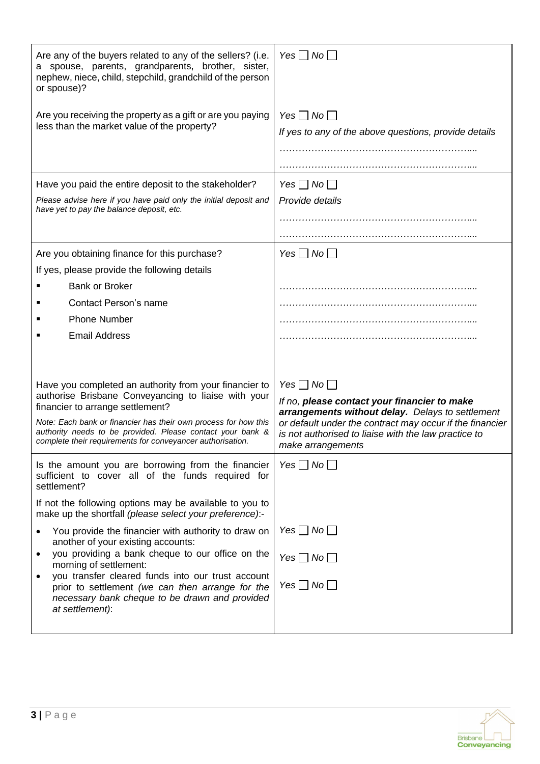| | |
|---|---|
| Are any of the buyers related to any of the sellers? (i.e. a spouse, parents, grandparents, brother, sister, nephew, niece, child, stepchild, grandchild of the person or spouse)? | *Yes* ☐ *No* ☐ |
| Are you receiving the property as a gift or are you paying less than the market value of the property? | *Yes* ☐ *No* ☐<br>*If yes to any of the above questions, provide details*<br>……………………………………………………....<br>…………………………………………………….... |
| Have you paid the entire deposit to the stakeholder?<br>*Please advise here if you have paid only the initial deposit and have yet to pay the balance deposit, etc.* | *Yes* ☐ *No* ☐<br>*Provide details*<br>……………………………………………………....<br>…………………………………………………….... |
| Are you obtaining finance for this purchase?<br>If yes, please provide the following details<br>▪ Bank or Broker<br>▪ Contact Person's name<br>▪ Phone Number<br>▪ Email Address | *Yes* ☐ *No* ☐<br><br>……………………………………………………....<br>……………………………………………………....<br>……………………………………………………....<br>…………………………………………………….... |
| Have you completed an authority from your financier to authorise Brisbane Conveyancing to liaise with your financier to arrange settlement?<br>*Note: Each bank or financier has their own process for how this authority needs to be provided. Please contact your bank & complete their requirements for conveyancer authorisation.* | *Yes* ☐ *No* ☐<br>*If no,* ***please contact your financier to make arrangements without delay.*** *Delays to settlement or default under the contract may occur if the financier is not authorised to liaise with the law practice to make arrangements* |
| Is the amount you are borrowing from the financier sufficient to cover all of the funds required for settlement?<br>If not the following options may be available to you to make up the shortfall *(please select your preference)*:-<br>• You provide the financier with authority to draw on another of your existing accounts:<br>• you providing a bank cheque to our office on the morning of settlement:<br>• you transfer cleared funds into our trust account prior to settlement *(we can then arrange for the necessary bank cheque to be drawn and provided at settlement)*: | *Yes* ☐ *No* ☐<br><br><br>*Yes* ☐ *No* ☐<br>*Yes* ☐ *No* ☐<br>*Yes* ☐ *No* ☐ |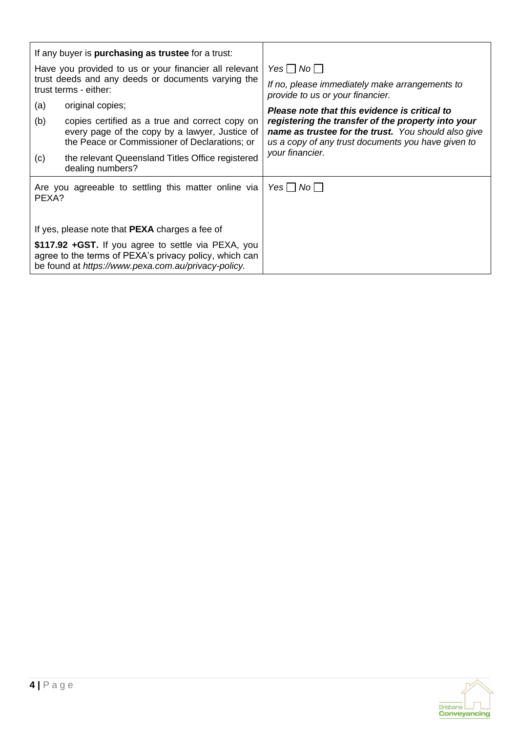| | |
|---|---|
| If any buyer is **purchasing as trustee** for a trust:<br><br>Have you provided to us or your financier all relevant trust deeds and any deeds or documents varying the trust terms - either:<br><br>(a) original copies;<br><br>(b) copies certified as a true and correct copy on every page of the copy by a lawyer, Justice of the Peace or Commissioner of Declarations; or<br><br>(c) the relevant Queensland Titles Office registered dealing numbers? | *Yes* ☐ *No* ☐<br><br>*If no, please immediately make arrangements to provide to us or your financier.*<br><br>***Please note that this evidence is critical to registering the transfer of the property into your name as trustee for the trust.*** *You should also give us a copy of any trust documents you have given to your financier.* |
| Are you agreeable to settling this matter online via PEXA?<br><br>If yes, please note that **PEXA** charges a fee of **$117.92 +GST.** If you agree to settle via PEXA, you agree to the terms of PEXA's privacy policy, which can be found at *https://www.pexa.com.au/privacy-policy.* | *Yes* ☐ *No* ☐ |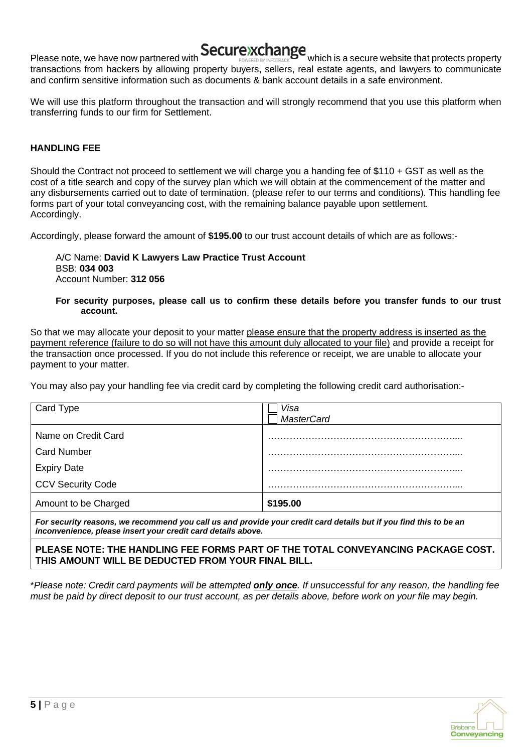Please note, we have now partnered with Securexchange (POWERED BY INFOTRACK) which is a secure website that protects property transactions from hackers by allowing property buyers, sellers, real estate agents, and lawyers to communicate and confirm sensitive information such as documents & bank account details in a safe environment.

We will use this platform throughout the transaction and will strongly recommend that you use this platform when transferring funds to our firm for Settlement.

**HANDLING FEE**

Should the Contract not proceed to settlement we will charge you a handing fee of $110 + GST as well as the cost of a title search and copy of the survey plan which we will obtain at the commencement of the matter and any disbursements carried out to date of termination. (please refer to our terms and conditions). This handling fee forms part of your total conveyancing cost, with the remaining balance payable upon settlement. Accordingly.

Accordingly, please forward the amount of **$195.00** to our trust account details of which are as follows:-

A/C Name: **David K Lawyers Law Practice Trust Account**
BSB: **034 003**
Account Number: **312 056**

**For security purposes, please call us to confirm these details before you transfer funds to our trust account.**

So that we may allocate your deposit to your matter please ensure that the property address is inserted as the payment reference (failure to do so will not have this amount duly allocated to your file) and provide a receipt for the transaction once processed. If you do not include this reference or receipt, we are unable to allocate your payment to your matter.

You may also pay your handling fee via credit card by completing the following credit card authorisation:-

| Card Type | ☐ *Visa*<br>☐ *MasterCard* |
|---|---|
| Name on Credit Card | …………………………………………………….... |
| Card Number | …………………………………………………….... |
| Expiry Date | …………………………………………………….... |
| CCV Security Code | …………………………………………………….... |
| Amount to be Charged | **$195.00** |

***For security reasons, we recommend you call us and provide your credit card details but if you find this to be an inconvenience, please insert your credit card details above.***

**PLEASE NOTE: THE HANDLING FEE FORMS PART OF THE TOTAL CONVEYANCING PACKAGE COST. THIS AMOUNT WILL BE DEDUCTED FROM YOUR FINAL BILL.**

\**Please note: Credit card payments will be attempted **only once**. If unsuccessful for any reason, the handling fee must be paid by direct deposit to our trust account, as per details above, before work on your file may begin.*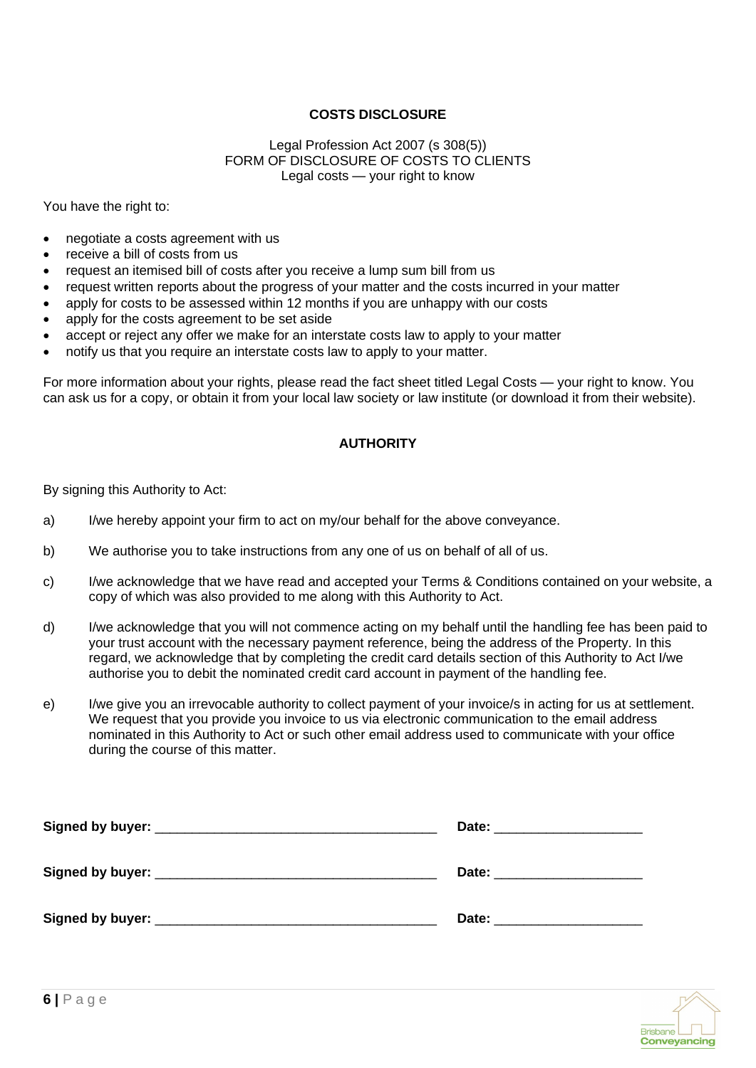## COSTS DISCLOSURE

Legal Profession Act 2007 (s 308(5))
FORM OF DISCLOSURE OF COSTS TO CLIENTS
Legal costs — your right to know

You have the right to:

- negotiate a costs agreement with us
- receive a bill of costs from us
- request an itemised bill of costs after you receive a lump sum bill from us
- request written reports about the progress of your matter and the costs incurred in your matter
- apply for costs to be assessed within 12 months if you are unhappy with our costs
- apply for the costs agreement to be set aside
- accept or reject any offer we make for an interstate costs law to apply to your matter
- notify us that you require an interstate costs law to apply to your matter.

For more information about your rights, please read the fact sheet titled Legal Costs — your right to know. You can ask us for a copy, or obtain it from your local law society or law institute (or download it from their website).

## AUTHORITY

By signing this Authority to Act:

a) I/we hereby appoint your firm to act on my/our behalf for the above conveyance.

b) We authorise you to take instructions from any one of us on behalf of all of us.

c) I/we acknowledge that we have read and accepted your Terms & Conditions contained on your website, a copy of which was also provided to me along with this Authority to Act.

d) I/we acknowledge that you will not commence acting on my behalf until the handling fee has been paid to your trust account with the necessary payment reference, being the address of the Property. In this regard, we acknowledge that by completing the credit card details section of this Authority to Act I/we authorise you to debit the nominated credit card account in payment of the handling fee.

e) I/we give you an irrevocable authority to collect payment of your invoice/s in acting for us at settlement. We request that you provide you invoice to us via electronic communication to the email address nominated in this Authority to Act or such other email address used to communicate with your office during the course of this matter.

**Signed by buyer:** ______________________________________ **Date:** ____________________

**Signed by buyer:** ______________________________________ **Date:** ____________________

**Signed by buyer:** ______________________________________ **Date:** ____________________